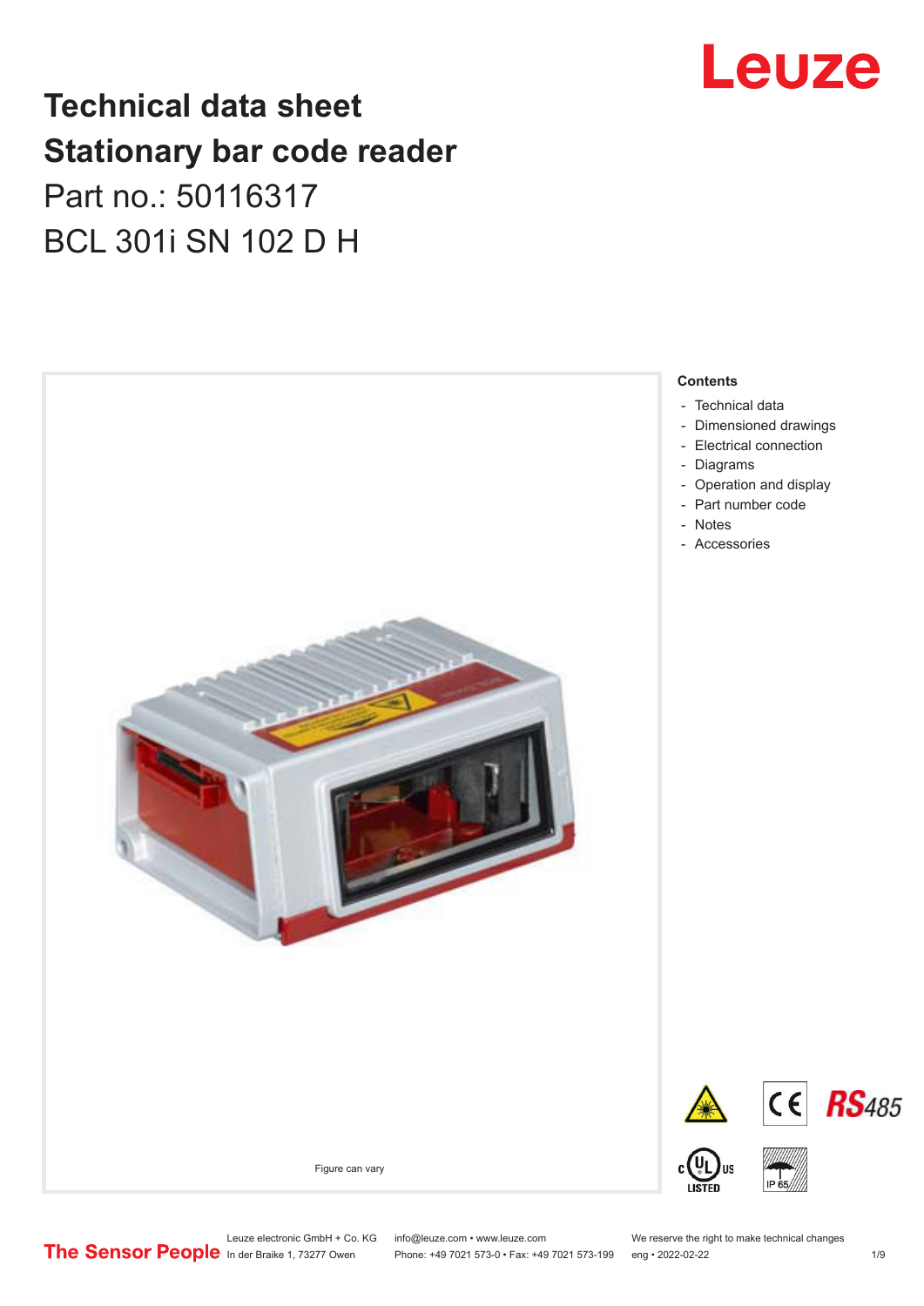# Technical data sheet
# Stationary bar code reader

Part no.: 50116317

BCL 301i SN 102 D H

Figure can vary

**Contents**

- Technical data
- Dimensioned drawings
- Electrical connection
- Diagrams
- Operation and display
- Part number code
- Notes
- Accessories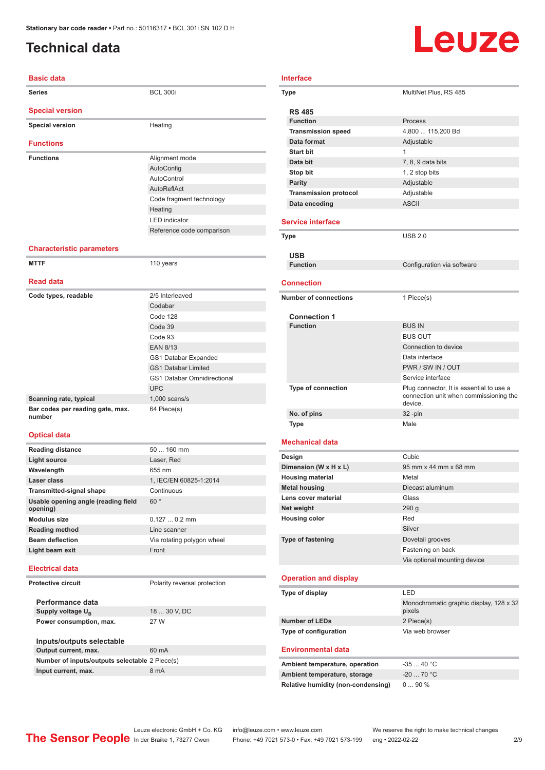Stationary bar code reader • Part no.: 50116317 • BCL 301i SN 102 D H

# Technical data

## Basic data

| | |
|---|---|
| Series | BCL 300i |

## Special version

| | |
|---|---|
| Special version | Heating |

## Functions

| | |
|---|---|
| Functions | Alignment mode |
| | AutoConfig |
| | AutoControl |
| | AutoReflAct |
| | Code fragment technology |
| | Heating |
| | LED indicator |
| | Reference code comparison |

## Characteristic parameters

| | |
|---|---|
| MTTF | 110 years |

## Read data

| | |
|---|---|
| Code types, readable | 2/5 Interleaved |
| | Codabar |
| | Code 128 |
| | Code 39 |
| | Code 93 |
| | EAN 8/13 |
| | GS1 Databar Expanded |
| | GS1 Databar Limited |
| | GS1 Databar Omnidirectional |
| | UPC |
| Scanning rate, typical | 1,000 scans/s |
| Bar codes per reading gate, max. number | 64 Piece(s) |

## Optical data

| | |
|---|---|
| Reading distance | 50 ... 160 mm |
| Light source | Laser, Red |
| Wavelength | 655 nm |
| Laser class | 1, IEC/EN 60825-1:2014 |
| Transmitted-signal shape | Continuous |
| Usable opening angle (reading field opening) | 60 ° |
| Modulus size | 0.127 ... 0.2 mm |
| Reading method | Line scanner |
| Beam deflection | Via rotating polygon wheel |
| Light beam exit | Front |

## Electrical data

| | |
|---|---|
| Protective circuit | Polarity reversal protection |

### Performance data

| | |
|---|---|
| Supply voltage $U_B$ | 18 ... 30 V, DC |
| Power consumption, max. | 27 W |

### Inputs/outputs selectable

| | |
|---|---|
| Output current, max. | 60 mA |
| Number of inputs/outputs selectable | 2 Piece(s) |
| Input current, max. | 8 mA |

## Interface

| | |
|---|---|
| Type | MultiNet Plus, RS 485 |

### RS 485

| | |
|---|---|
| Function | Process |
| Transmission speed | 4,800 ... 115,200 Bd |
| Data format | Adjustable |
| Start bit | 1 |
| Data bit | 7, 8, 9 data bits |
| Stop bit | 1, 2 stop bits |
| Parity | Adjustable |
| Transmission protocol | Adjustable |
| Data encoding | ASCII |

## Service interface

| | |
|---|---|
| Type | USB 2.0 |

### USB

| | |
|---|---|
| Function | Configuration via software |

## Connection

| | |
|---|---|
| Number of connections | 1 Piece(s) |

### Connection 1

| | |
|---|---|
| Function | BUS IN |
| | BUS OUT |
| | Connection to device |
| | Data interface |
| | PWR / SW IN / OUT |
| | Service interface |
| Type of connection | Plug connector, It is essential to use a connection unit when commissioning the device. |
| No. of pins | 32 -pin |
| Type | Male |

## Mechanical data

| | |
|---|---|
| Design | Cubic |
| Dimension (W x H x L) | 95 mm x 44 mm x 68 mm |
| Housing material | Metal |
| Metal housing | Diecast aluminum |
| Lens cover material | Glass |
| Net weight | 290 g |
| Housing color | Red |
| | Silver |
| Type of fastening | Dovetail grooves |
| | Fastening on back |
| | Via optional mounting device |

## Operation and display

| | |
|---|---|
| Type of display | LED |
| | Monochromatic graphic display, 128 x 32 pixels |
| Number of LEDs | 2 Piece(s) |
| Type of configuration | Via web browser |

## Environmental data

| | |
|---|---|
| Ambient temperature, operation | -35 ... 40 °C |
| Ambient temperature, storage | -20 ... 70 °C |
| Relative humidity (non-condensing) | 0 ... 90 % |

The Sensor People | Leuze electronic GmbH + Co. KG, In der Braike 1, 73277 Owen | info@leuze.com • www.leuze.com, Phone: +49 7021 573-0 • Fax: +49 7021 573-199 | We reserve the right to make technical changes, eng • 2022-02-22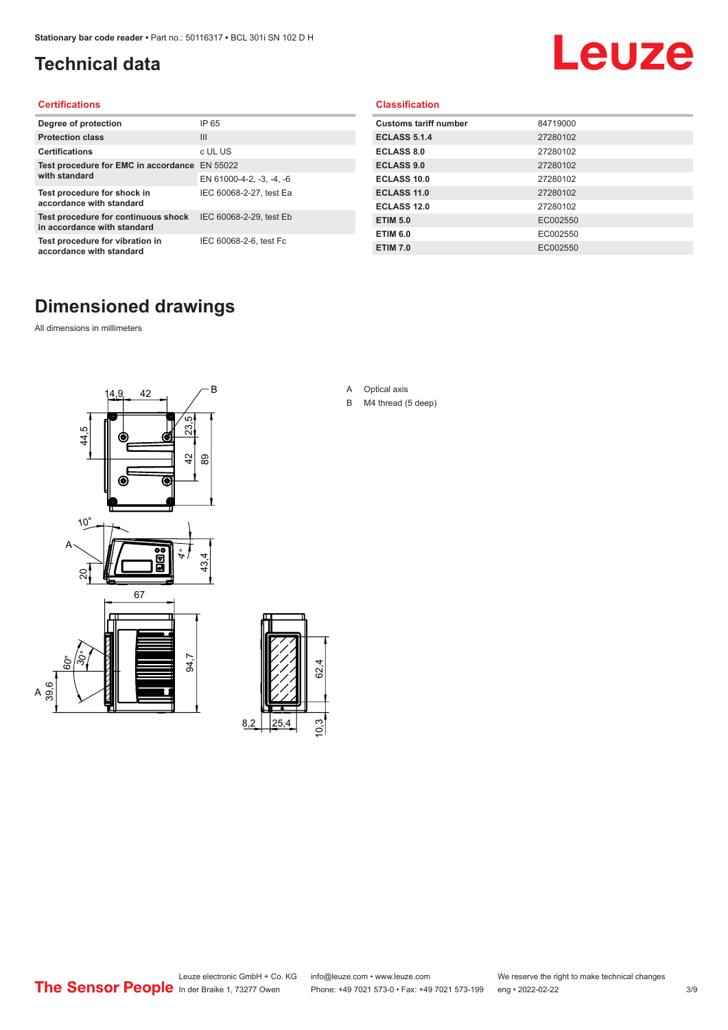# Technical data

## Certifications

| | |
|---|---|
| Degree of protection | IP 65 |
| Protection class | III |
| Certifications | c UL US |
| Test procedure for EMC in accordance with standard | EN 55022 |
| | EN 61000-4-2, -3, -4, -6 |
| Test procedure for shock in accordance with standard | IEC 60068-2-27, test Ea |
| Test procedure for continuous shock in accordance with standard | IEC 60068-2-29, test Eb |
| Test procedure for vibration in accordance with standard | IEC 60068-2-6, test Fc |

## Classification

| | |
|---|---|
| Customs tariff number | 84719000 |
| ECLASS 5.1.4 | 27280102 |
| ECLASS 8.0 | 27280102 |
| ECLASS 9.0 | 27280102 |
| ECLASS 10.0 | 27280102 |
| ECLASS 11.0 | 27280102 |
| ECLASS 12.0 | 27280102 |
| ETIM 5.0 | EC002550 |
| ETIM 6.0 | EC002550 |
| ETIM 7.0 | EC002550 |

# Dimensioned drawings

All dimensions in millimeters

A Optical axis

B M4 thread (5 deep)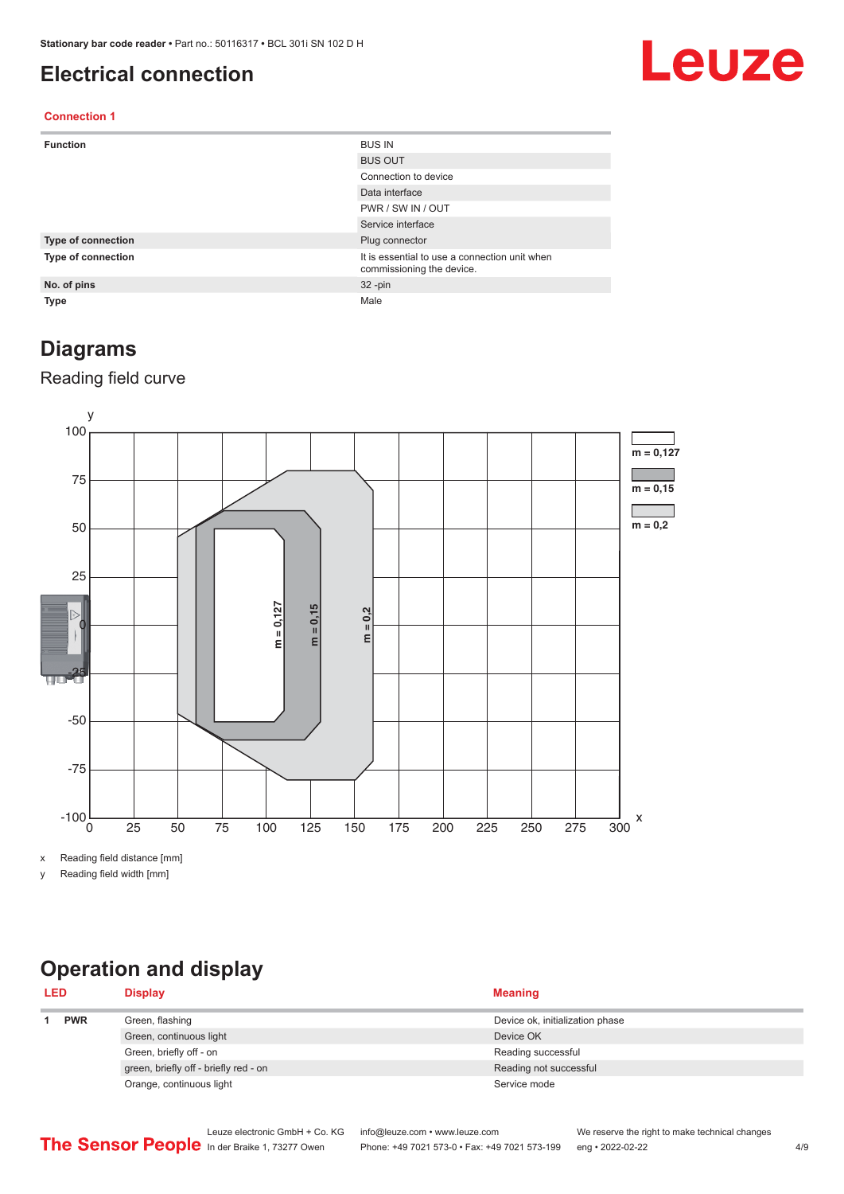# Electrical connection

**Connection 1**

| | |
|---|---|
| **Function** | BUS IN |
| | BUS OUT |
| | Connection to device |
| | Data interface |
| | PWR / SW IN / OUT |
| | Service interface |
| **Type of connection** | Plug connector |
| **Type of connection** | It is essential to use a connection unit when commissioning the device. |
| **No. of pins** | 32 -pin |
| **Type** | Male |

# Diagrams

## Reading field curve

x Reading field distance [mm]

y Reading field width [mm]

# Operation and display

| LED | | Display | Meaning |
|---|---|---|---|
| 1 | **PWR** | Green, flashing | Device ok, initialization phase |
| | | Green, continuous light | Device OK |
| | | Green, briefly off - on | Reading successful |
| | | green, briefly off - briefly red - on | Reading not successful |
| | | Orange, continuous light | Service mode |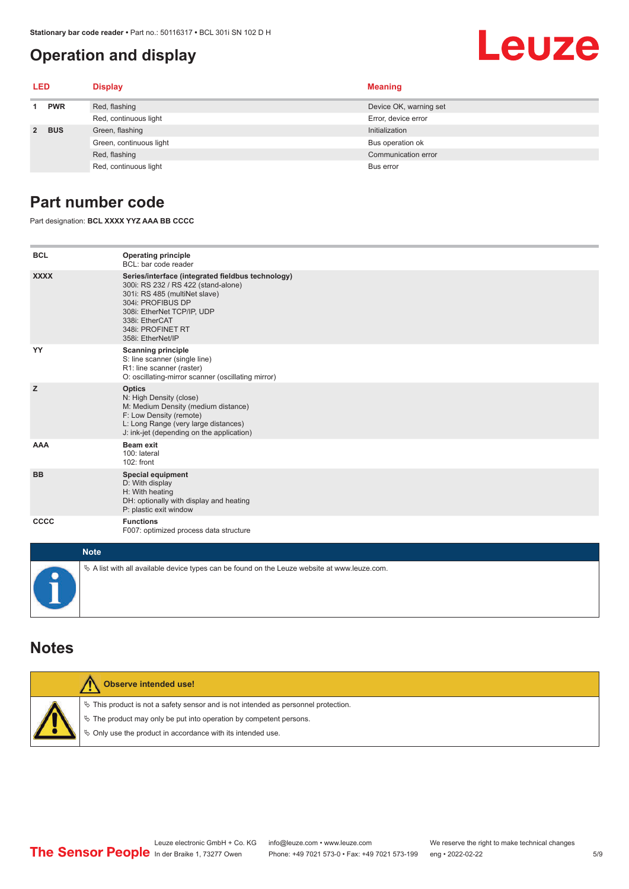# Operation and display

| LED | | Display | Meaning |
|---|---|---|---|
| 1 | PWR | Red, flashing | Device OK, warning set |
| | | Red, continuous light | Error, device error |
| 2 | BUS | Green, flashing | Initialization |
| | | Green, continuous light | Bus operation ok |
| | | Red, flashing | Communication error |
| | | Red, continuous light | Bus error |

# Part number code

Part designation: **BCL XXXX YYZ AAA BB CCCC**

| | |
|---|---|
| **BCL** | **Operating principle**<br>BCL: bar code reader |
| **XXXX** | **Series/interface (integrated fieldbus technology)**<br>300i: RS 232 / RS 422 (stand-alone)<br>301i: RS 485 (multiNet slave)<br>304i: PROFIBUS DP<br>308i: EtherNet TCP/IP, UDP<br>338i: EtherCAT<br>348i: PROFINET RT<br>358i: EtherNet/IP |
| **YY** | **Scanning principle**<br>S: line scanner (single line)<br>R1: line scanner (raster)<br>O: oscillating-mirror scanner (oscillating mirror) |
| **Z** | **Optics**<br>N: High Density (close)<br>M: Medium Density (medium distance)<br>F: Low Density (remote)<br>L: Long Range (very large distances)<br>J: ink-jet (depending on the application) |
| **AAA** | **Beam exit**<br>100: lateral<br>102: front |
| **BB** | **Special equipment**<br>D: With display<br>H: With heating<br>DH: optionally with display and heating<br>P: plastic exit window |
| **CCCC** | **Functions**<br>F007: optimized process data structure |

**Note**

↳ A list with all available device types can be found on the Leuze website at www.leuze.com.

# Notes

**Observe intended use!**

↳ This product is not a safety sensor and is not intended as personnel protection.

↳ The product may only be put into operation by competent persons.

↳ Only use the product in accordance with its intended use.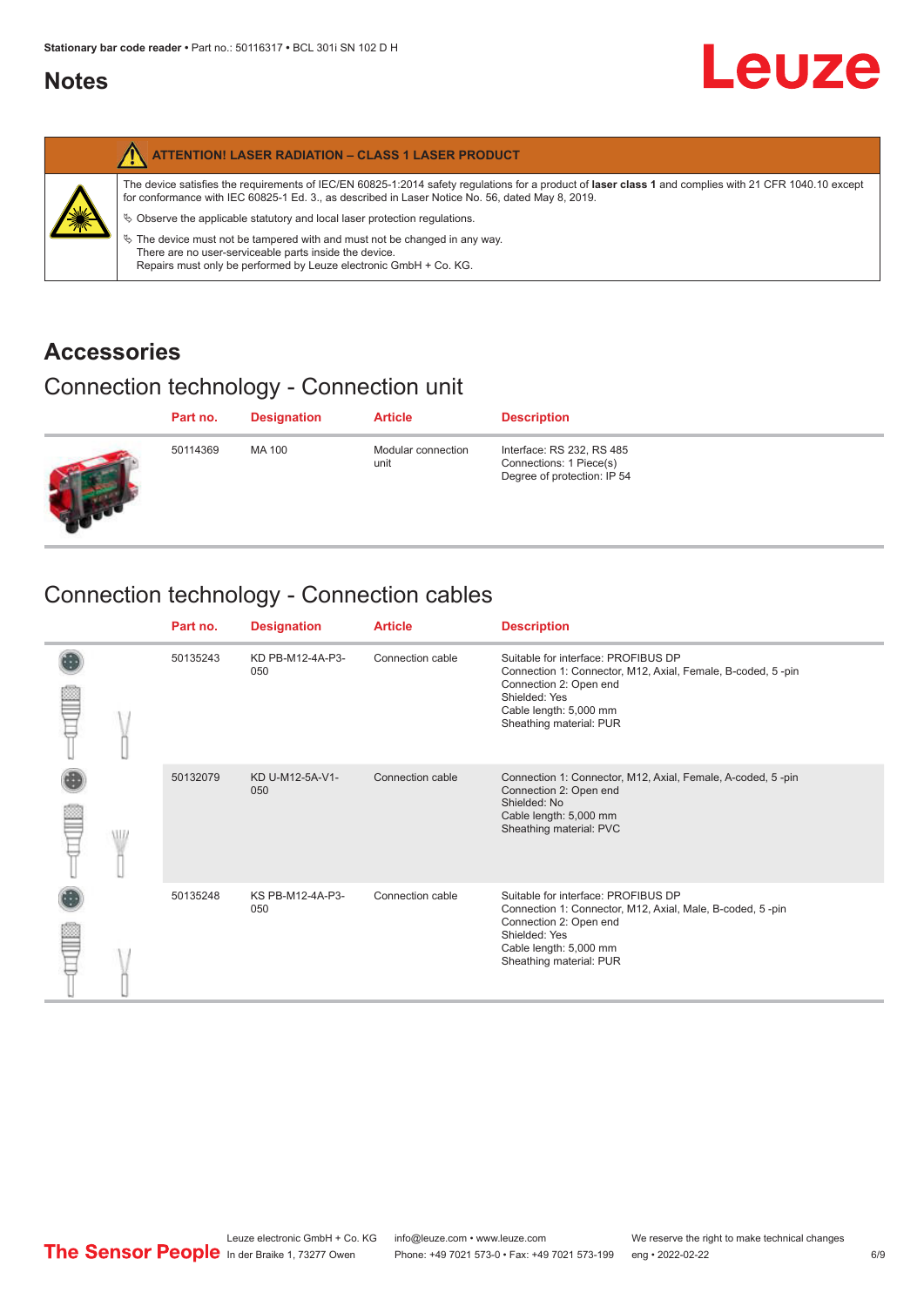## Notes

**ATTENTION! LASER RADIATION – CLASS 1 LASER PRODUCT**

The device satisfies the requirements of IEC/EN 60825-1:2014 safety regulations for a product of **laser class 1** and complies with 21 CFR 1040.10 except for conformance with IEC 60825-1 Ed. 3., as described in Laser Notice No. 56, dated May 8, 2019.

- Observe the applicable statutory and local laser protection regulations.
- The device must not be tampered with and must not be changed in any way. There are no user-serviceable parts inside the device. Repairs must only be performed by Leuze electronic GmbH + Co. KG.

## Accessories

### Connection technology - Connection unit

| Part no. | Designation | Article | Description |
|---|---|---|---|
| 50114369 | MA 100 | Modular connection unit | Interface: RS 232, RS 485<br>Connections: 1 Piece(s)<br>Degree of protection: IP 54 |

### Connection technology - Connection cables

| Part no. | Designation | Article | Description |
|---|---|---|---|
| 50135243 | KD PB-M12-4A-P3-050 | Connection cable | Suitable for interface: PROFIBUS DP<br>Connection 1: Connector, M12, Axial, Female, B-coded, 5 -pin<br>Connection 2: Open end<br>Shielded: Yes<br>Cable length: 5,000 mm<br>Sheathing material: PUR |
| 50132079 | KD U-M12-5A-V1-050 | Connection cable | Connection 1: Connector, M12, Axial, Female, A-coded, 5 -pin<br>Connection 2: Open end<br>Shielded: No<br>Cable length: 5,000 mm<br>Sheathing material: PVC |
| 50135248 | KS PB-M12-4A-P3-050 | Connection cable | Suitable for interface: PROFIBUS DP<br>Connection 1: Connector, M12, Axial, Male, B-coded, 5 -pin<br>Connection 2: Open end<br>Shielded: Yes<br>Cable length: 5,000 mm<br>Sheathing material: PUR |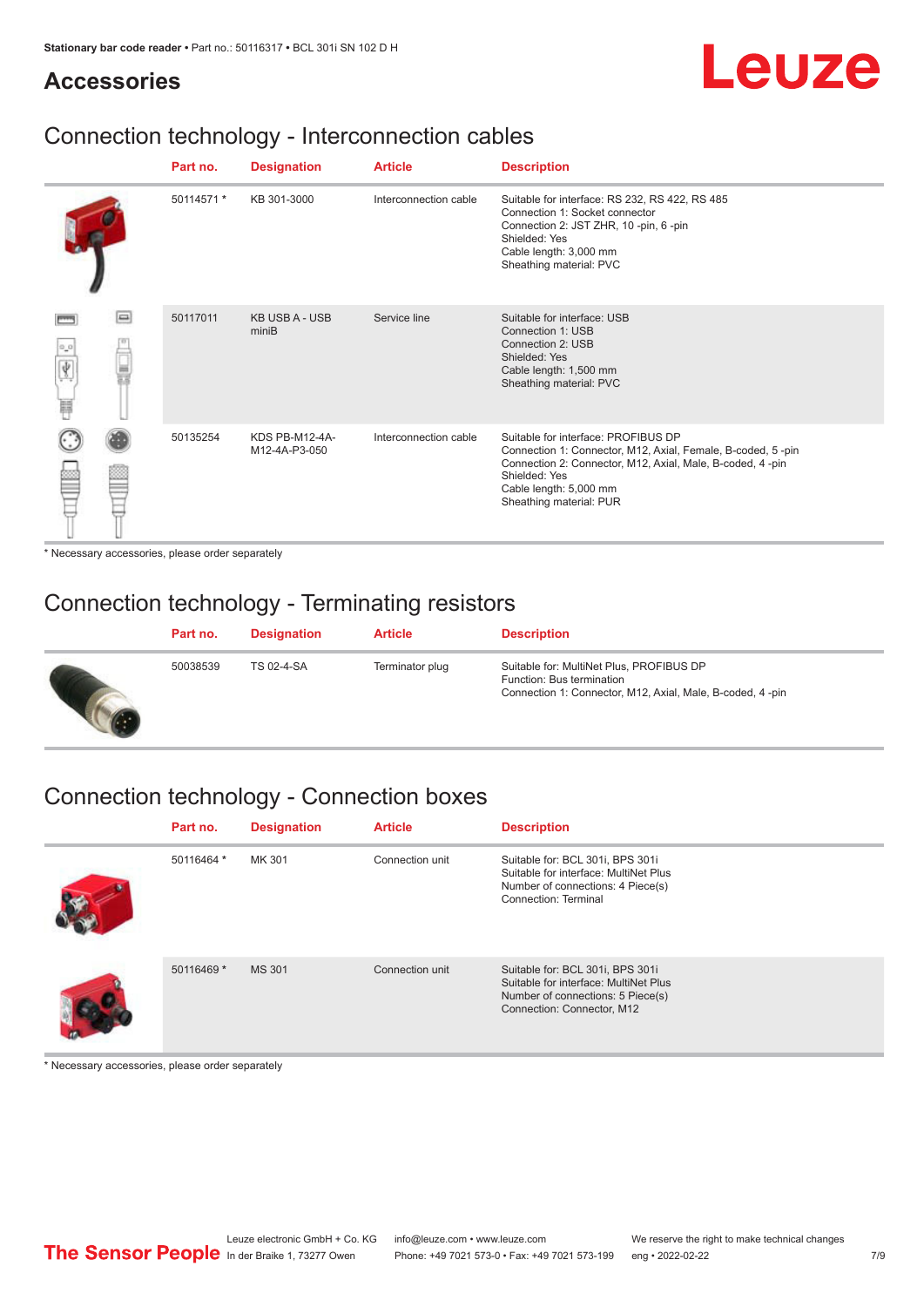# Accessories

## Connection technology - Interconnection cables

| Part no. | Designation | Article | Description |
|---|---|---|---|
| 50114571 * | KB 301-3000 | Interconnection cable | Suitable for interface: RS 232, RS 422, RS 485<br>Connection 1: Socket connector<br>Connection 2: JST ZHR, 10 -pin, 6 -pin<br>Shielded: Yes<br>Cable length: 3,000 mm<br>Sheathing material: PVC |
| 50117011 | KB USB A - USB miniB | Service line | Suitable for interface: USB<br>Connection 1: USB<br>Connection 2: USB<br>Shielded: Yes<br>Cable length: 1,500 mm<br>Sheathing material: PVC |
| 50135254 | KDS PB-M12-4A-M12-4A-P3-050 | Interconnection cable | Suitable for interface: PROFIBUS DP<br>Connection 1: Connector, M12, Axial, Female, B-coded, 5 -pin<br>Connection 2: Connector, M12, Axial, Male, B-coded, 4 -pin<br>Shielded: Yes<br>Cable length: 5,000 mm<br>Sheathing material: PUR |

* Necessary accessories, please order separately

## Connection technology - Terminating resistors

| Part no. | Designation | Article | Description |
|---|---|---|---|
| 50038539 | TS 02-4-SA | Terminator plug | Suitable for: MultiNet Plus, PROFIBUS DP<br>Function: Bus termination<br>Connection 1: Connector, M12, Axial, Male, B-coded, 4 -pin |

## Connection technology - Connection boxes

| Part no. | Designation | Article | Description |
|---|---|---|---|
| 50116464 * | MK 301 | Connection unit | Suitable for: BCL 301i, BPS 301i<br>Suitable for interface: MultiNet Plus<br>Number of connections: 4 Piece(s)<br>Connection: Terminal |
| 50116469 * | MS 301 | Connection unit | Suitable for: BCL 301i, BPS 301i<br>Suitable for interface: MultiNet Plus<br>Number of connections: 5 Piece(s)<br>Connection: Connector, M12 |

* Necessary accessories, please order separately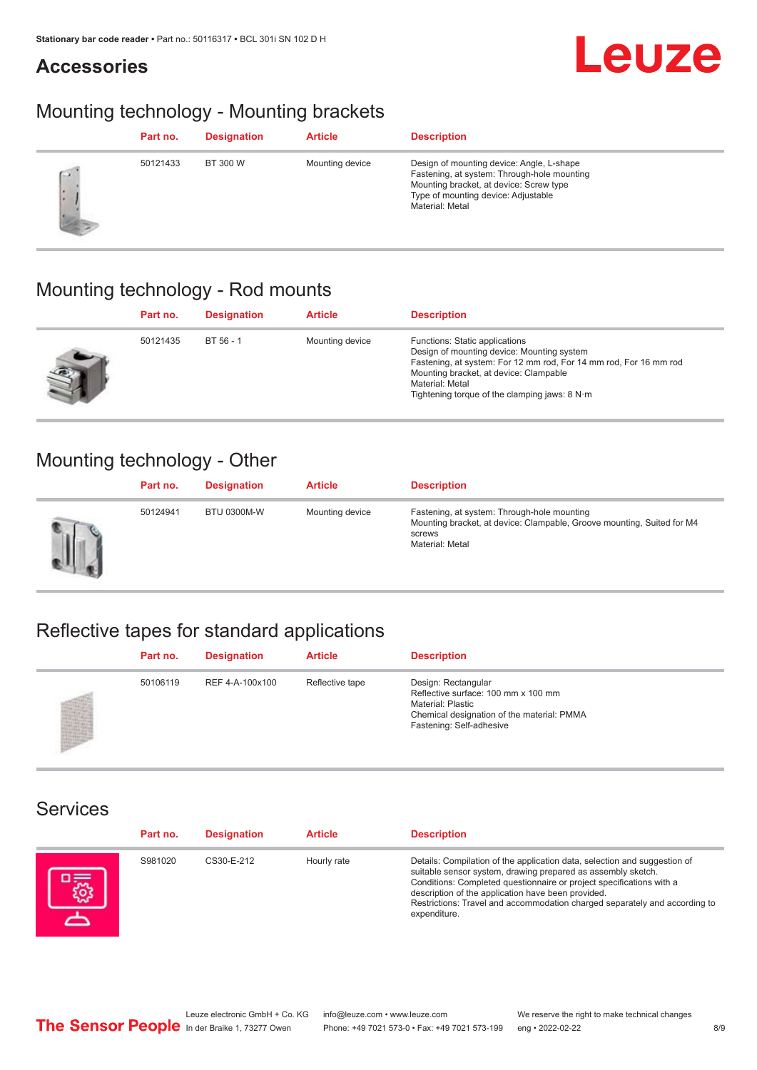## Accessories

### Mounting technology - Mounting brackets

| | Part no. | Designation | Article | Description |
|---|---|---|---|---|
| | 50121433 | BT 300 W | Mounting device | Design of mounting device: Angle, L-shape<br>Fastening, at system: Through-hole mounting<br>Mounting bracket, at device: Screw type<br>Type of mounting device: Adjustable<br>Material: Metal |

### Mounting technology - Rod mounts

| | Part no. | Designation | Article | Description |
|---|---|---|---|---|
| | 50121435 | BT 56 - 1 | Mounting device | Functions: Static applications<br>Design of mounting device: Mounting system<br>Fastening, at system: For 12 mm rod, For 14 mm rod, For 16 mm rod<br>Mounting bracket, at device: Clampable<br>Material: Metal<br>Tightening torque of the clamping jaws: 8 N·m |

### Mounting technology - Other

| | Part no. | Designation | Article | Description |
|---|---|---|---|---|
| | 50124941 | BTU 0300M-W | Mounting device | Fastening, at system: Through-hole mounting<br>Mounting bracket, at device: Clampable, Groove mounting, Suited for M4 screws<br>Material: Metal |

### Reflective tapes for standard applications

| | Part no. | Designation | Article | Description |
|---|---|---|---|---|
| | 50106119 | REF 4-A-100x100 | Reflective tape | Design: Rectangular<br>Reflective surface: 100 mm x 100 mm<br>Material: Plastic<br>Chemical designation of the material: PMMA<br>Fastening: Self-adhesive |

### Services

| | Part no. | Designation | Article | Description |
|---|---|---|---|---|
| | S981020 | CS30-E-212 | Hourly rate | Details: Compilation of the application data, selection and suggestion of suitable sensor system, drawing prepared as assembly sketch.<br>Conditions: Completed questionnaire or project specifications with a description of the application have been provided.<br>Restrictions: Travel and accommodation charged separately and according to expenditure. |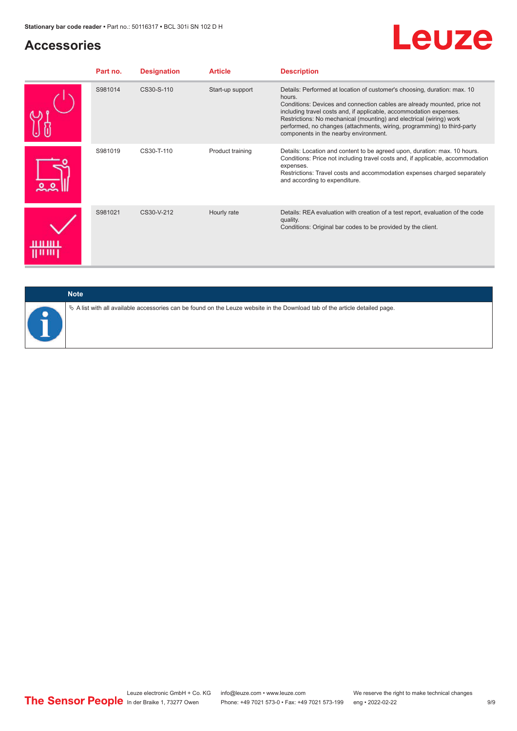## Accessories

| | Part no. | Designation | Article | Description |
|---|---|---|---|---|
| | S981014 | CS30-S-110 | Start-up support | Details: Performed at location of customer's choosing, duration: max. 10 hours.<br>Conditions: Devices and connection cables are already mounted, price not including travel costs and, if applicable, accommodation expenses.<br>Restrictions: No mechanical (mounting) and electrical (wiring) work performed, no changes (attachments, wiring, programming) to third-party components in the nearby environment. |
| | S981019 | CS30-T-110 | Product training | Details: Location and content to be agreed upon, duration: max. 10 hours.<br>Conditions: Price not including travel costs and, if applicable, accommodation expenses.<br>Restrictions: Travel costs and accommodation expenses charged separately and according to expenditure. |
| | S981021 | CS30-V-212 | Hourly rate | Details: REA evaluation with creation of a test report, evaluation of the code quality.<br>Conditions: Original bar codes to be provided by the client. |

**Note**

↳ A list with all available accessories can be found on the Leuze website in the Download tab of the article detailed page.